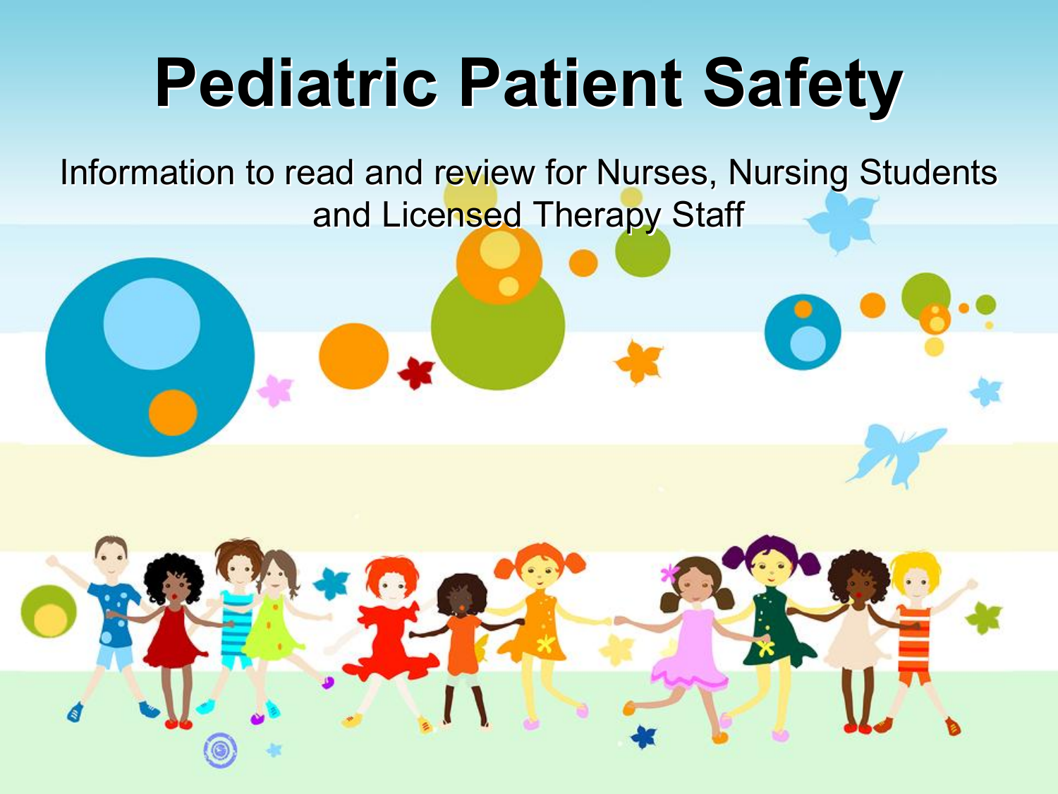# Pediatric Patient Safety

Information to read and review for Nurses, Nursing Students and Licensed Therapy Staff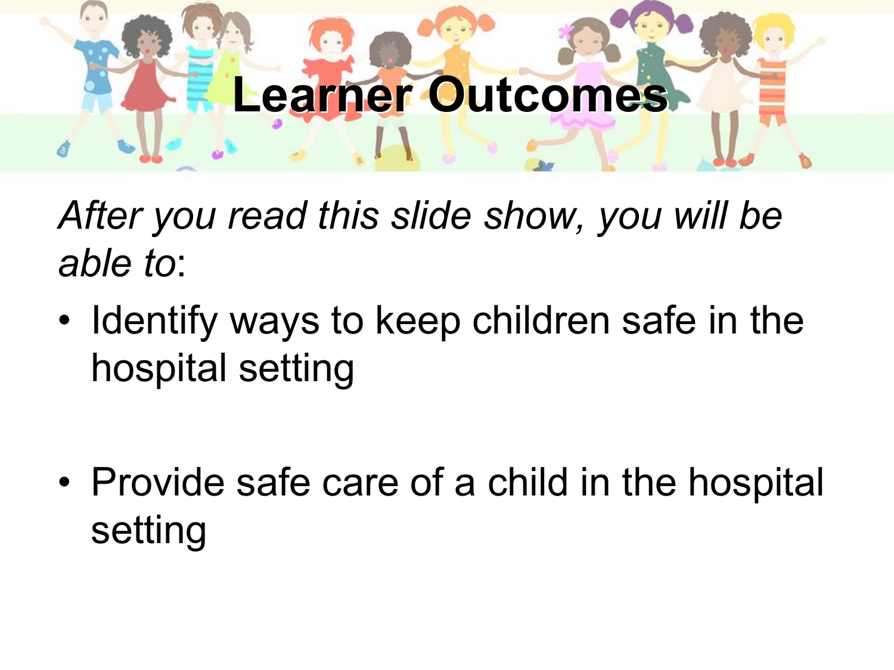# Learner Outcomes

*After you read this slide show, you will be able to*:

- Identify ways to keep children safe in the hospital setting

- Provide safe care of a child in the hospital setting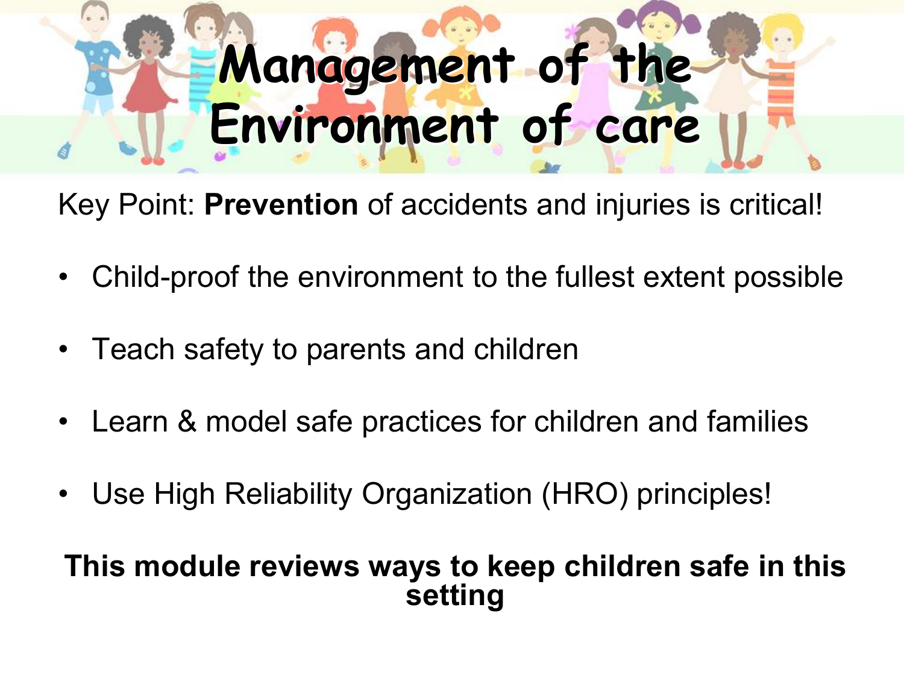# Management of the Environment of care

Key Point: **Prevention** of accidents and injuries is critical!

- Child-proof the environment to the fullest extent possible
- Teach safety to parents and children
- Learn & model safe practices for children and families
- Use High Reliability Organization (HRO) principles!

**This module reviews ways to keep children safe in this setting**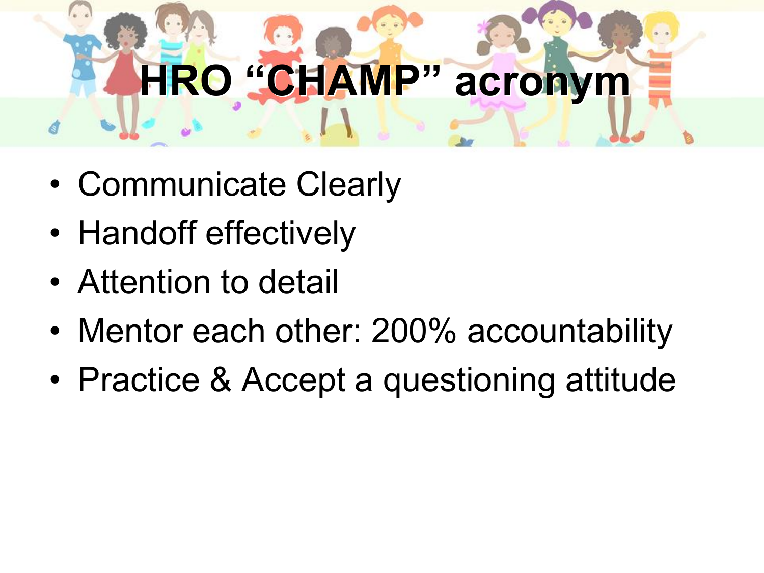# HRO "CHAMP" acronym

- Communicate Clearly
- Handoff effectively
- Attention to detail
- Mentor each other: 200% accountability
- Practice & Accept a questioning attitude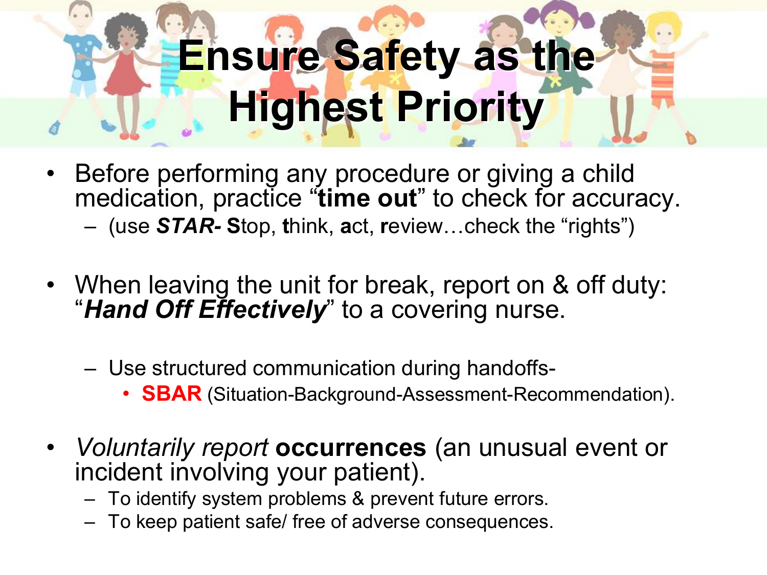# Ensure Safety as the Highest Priority

- Before performing any procedure or giving a child medication, practice "**time out**" to check for accuracy.
  - (use ***STAR-*** **S**top, **t**hink, **a**ct, **r**eview…check the "rights")
- When leaving the unit for break, report on & off duty: "***Hand Off Effectively***" to a covering nurse.
  - Use structured communication during handoffs-
    - **SBAR** (Situation-Background-Assessment-Recommendation).
- *Voluntarily report* **occurrences** (an unusual event or incident involving your patient).
  - To identify system problems & prevent future errors.
  - To keep patient safe/ free of adverse consequences.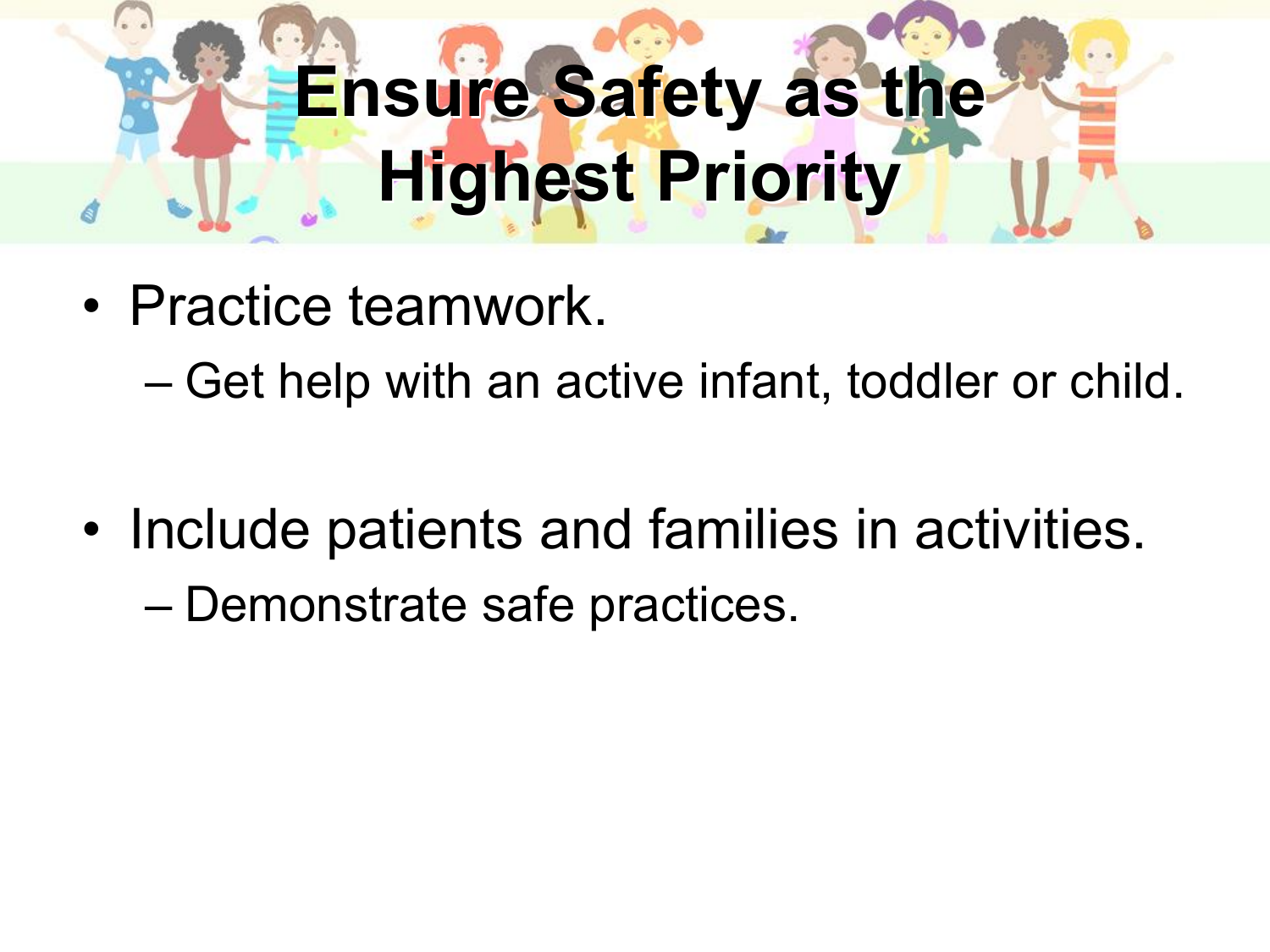# Ensure Safety as the Highest Priority

- Practice teamwork.
  - Get help with an active infant, toddler or child.

- Include patients and families in activities.
  - Demonstrate safe practices.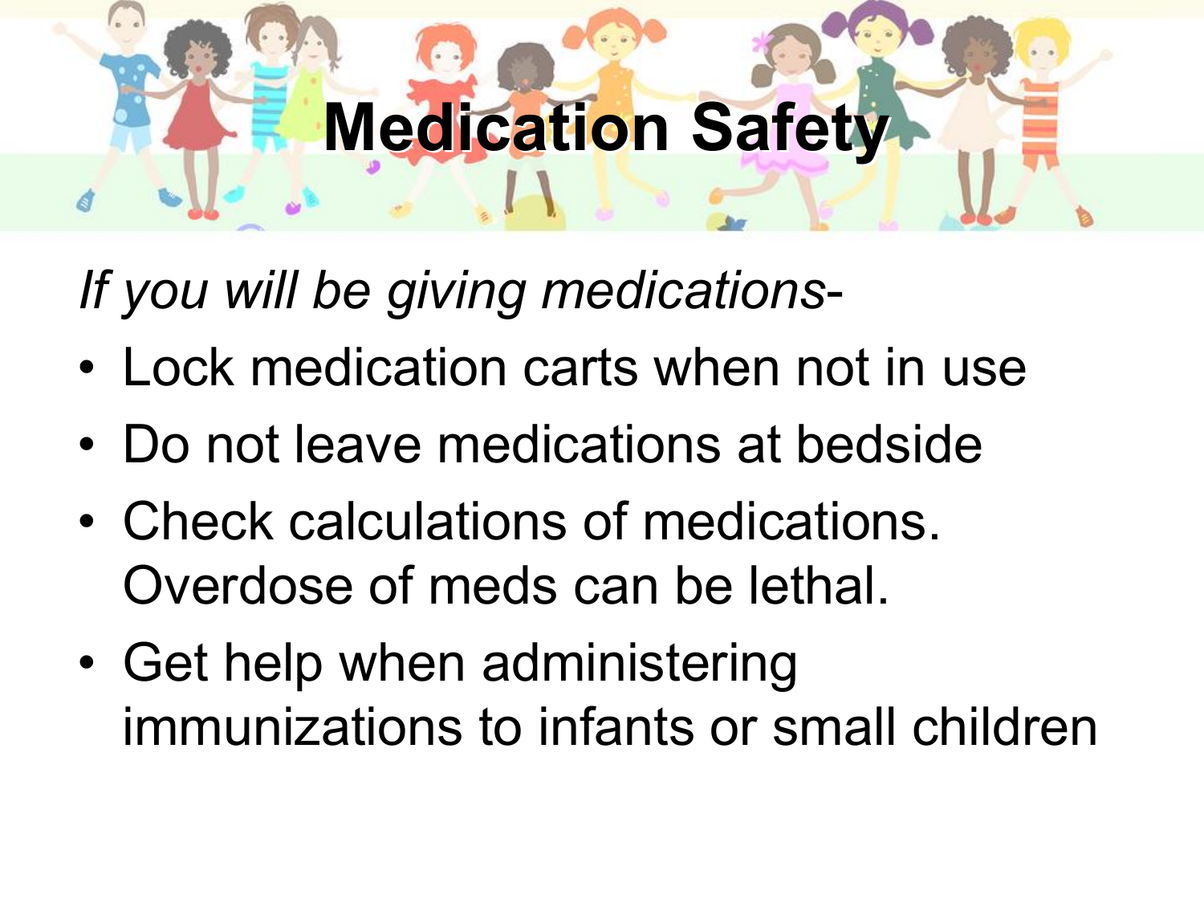# Medication Safety

*If you will be giving medications*-

- Lock medication carts when not in use
- Do not leave medications at bedside
- Check calculations of medications. Overdose of meds can be lethal.
- Get help when administering immunizations to infants or small children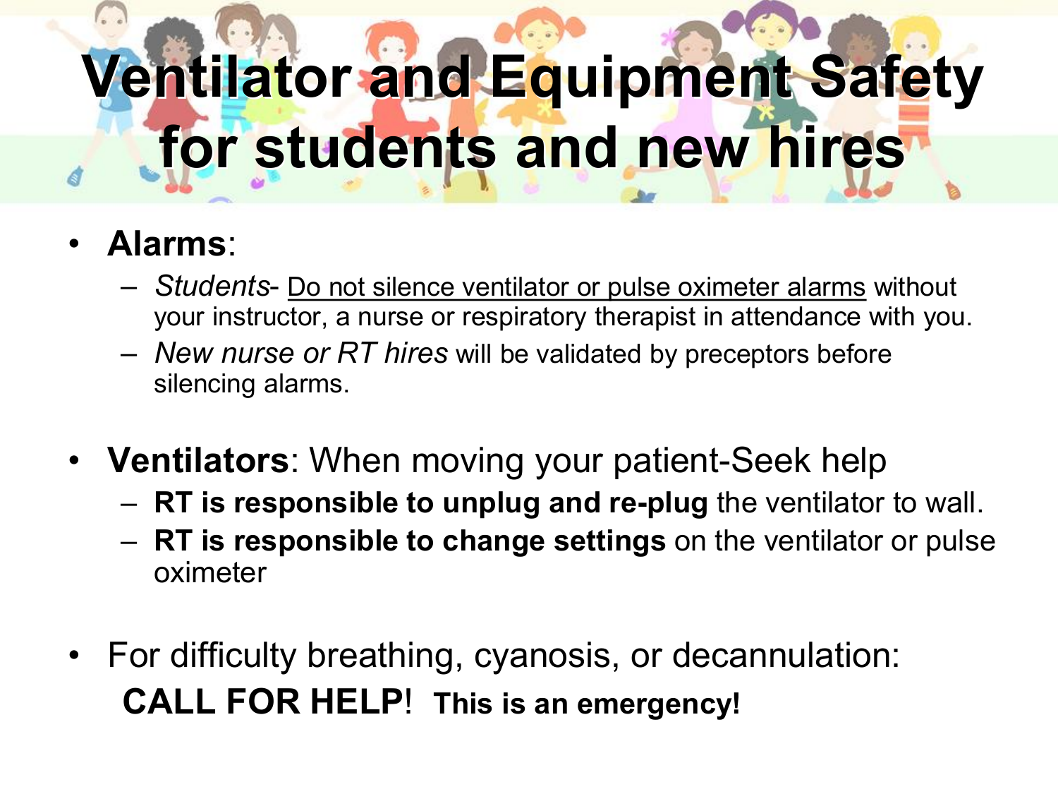# Ventilator and Equipment Safety for students and new hires

- **Alarms**:
  - *Students*- Do not silence ventilator or pulse oximeter alarms without your instructor, a nurse or respiratory therapist in attendance with you.
  - *New nurse or RT hires* will be validated by preceptors before silencing alarms.

- **Ventilators**: When moving your patient-Seek help
  - **RT is responsible to unplug and re-plug** the ventilator to wall.
  - **RT is responsible to change settings** on the ventilator or pulse oximeter

- For difficulty breathing, cyanosis, or decannulation:
  **CALL FOR HELP**! **This is an emergency!**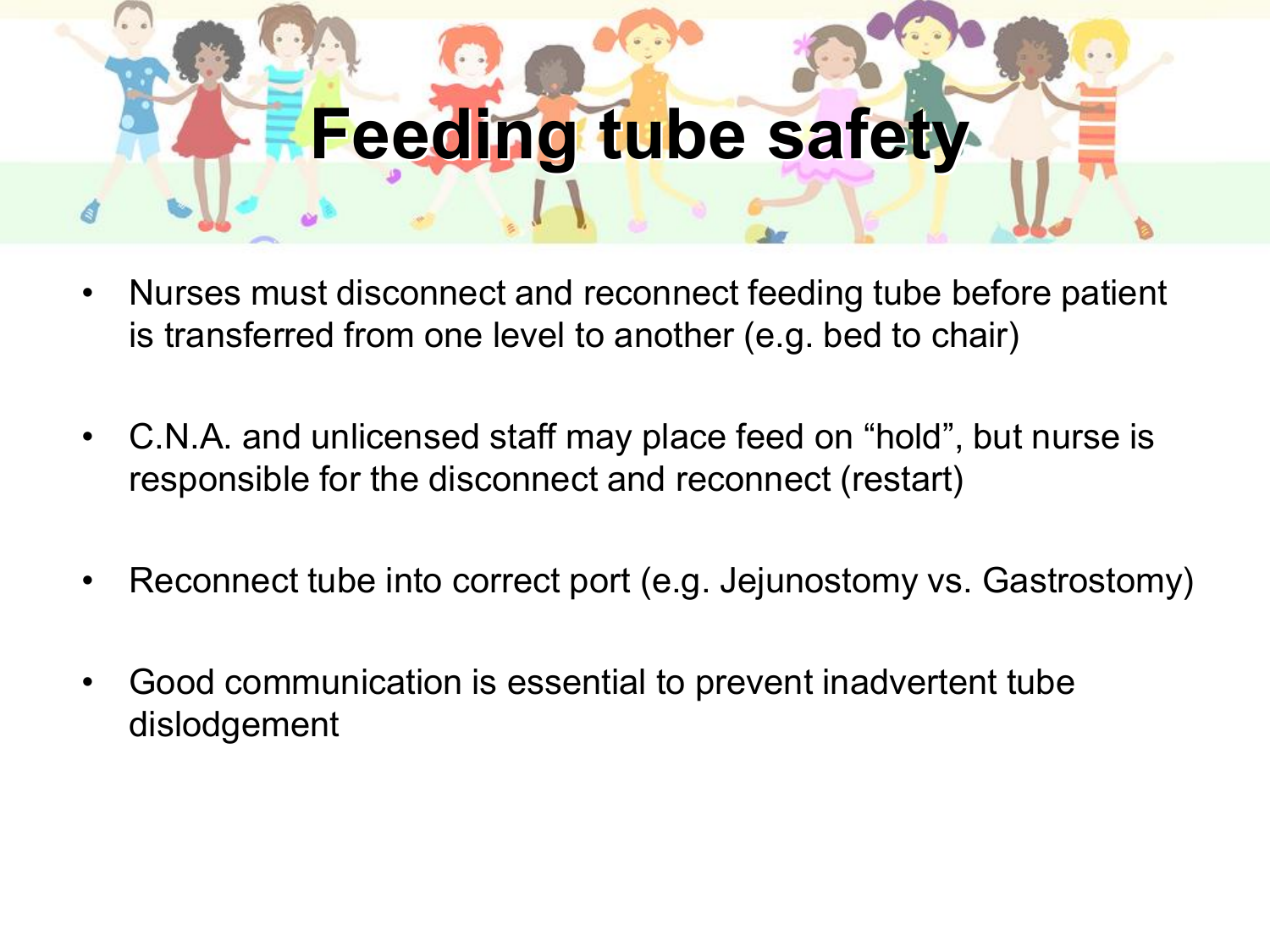# Feeding tube safety

- Nurses must disconnect and reconnect feeding tube before patient is transferred from one level to another (e.g. bed to chair)
- C.N.A. and unlicensed staff may place feed on "hold", but nurse is responsible for the disconnect and reconnect (restart)
- Reconnect tube into correct port (e.g. Jejunostomy vs. Gastrostomy)
- Good communication is essential to prevent inadvertent tube dislodgement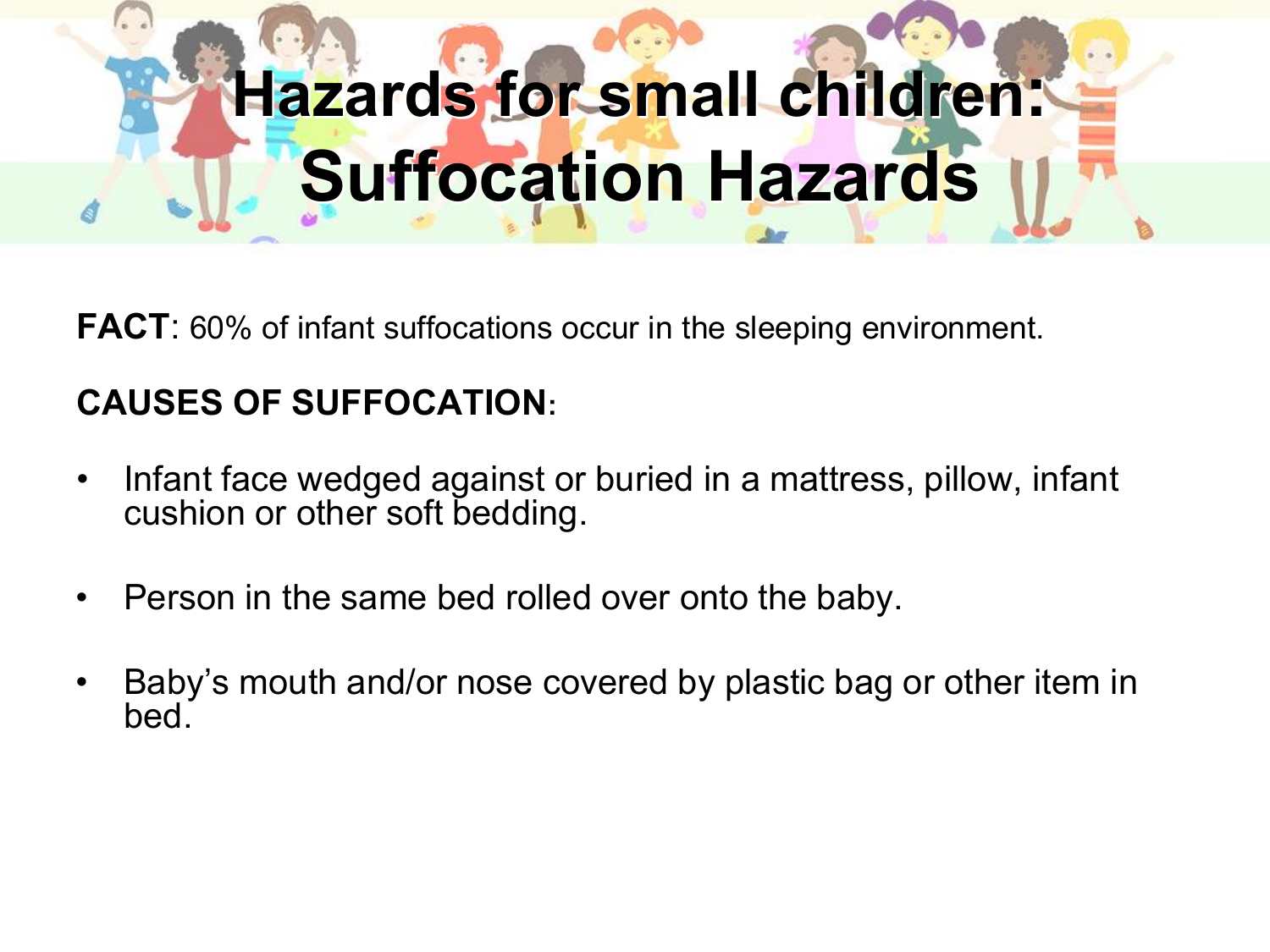# Hazards for small children: Suffocation Hazards

**FACT**: 60% of infant suffocations occur in the sleeping environment.

**CAUSES OF SUFFOCATION**:

- Infant face wedged against or buried in a mattress, pillow, infant cushion or other soft bedding.
- Person in the same bed rolled over onto the baby.
- Baby's mouth and/or nose covered by plastic bag or other item in bed.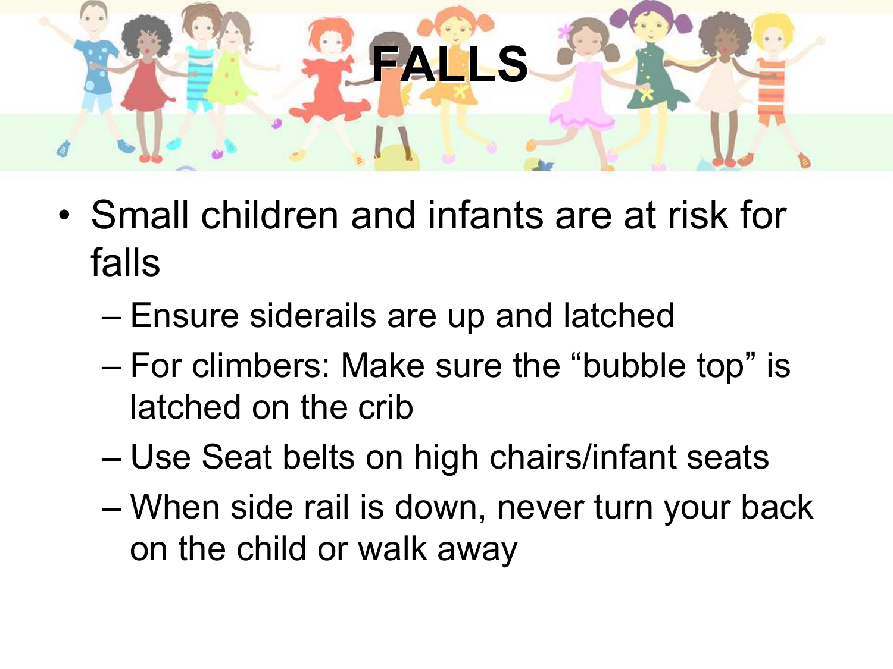# FALLS

- Small children and infants are at risk for falls
  - Ensure siderails are up and latched
  - For climbers: Make sure the “bubble top” is latched on the crib
  - Use Seat belts on high chairs/infant seats
  - When side rail is down, never turn your back on the child or walk away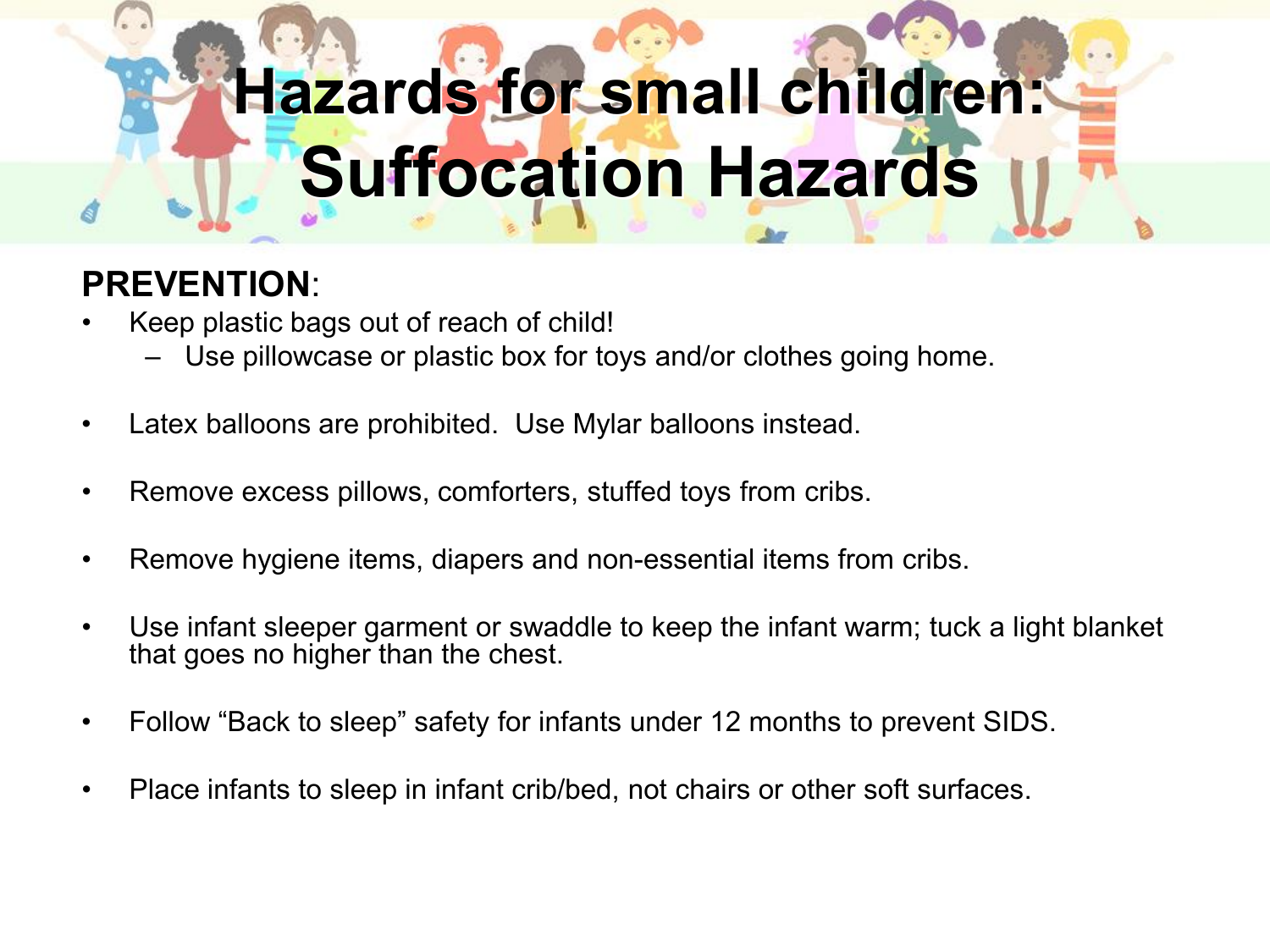# Hazards for small children: Suffocation Hazards

**PREVENTION**:

- Keep plastic bags out of reach of child!
  - Use pillowcase or plastic box for toys and/or clothes going home.
- Latex balloons are prohibited. Use Mylar balloons instead.
- Remove excess pillows, comforters, stuffed toys from cribs.
- Remove hygiene items, diapers and non-essential items from cribs.
- Use infant sleeper garment or swaddle to keep the infant warm; tuck a light blanket that goes no higher than the chest.
- Follow "Back to sleep" safety for infants under 12 months to prevent SIDS.
- Place infants to sleep in infant crib/bed, not chairs or other soft surfaces.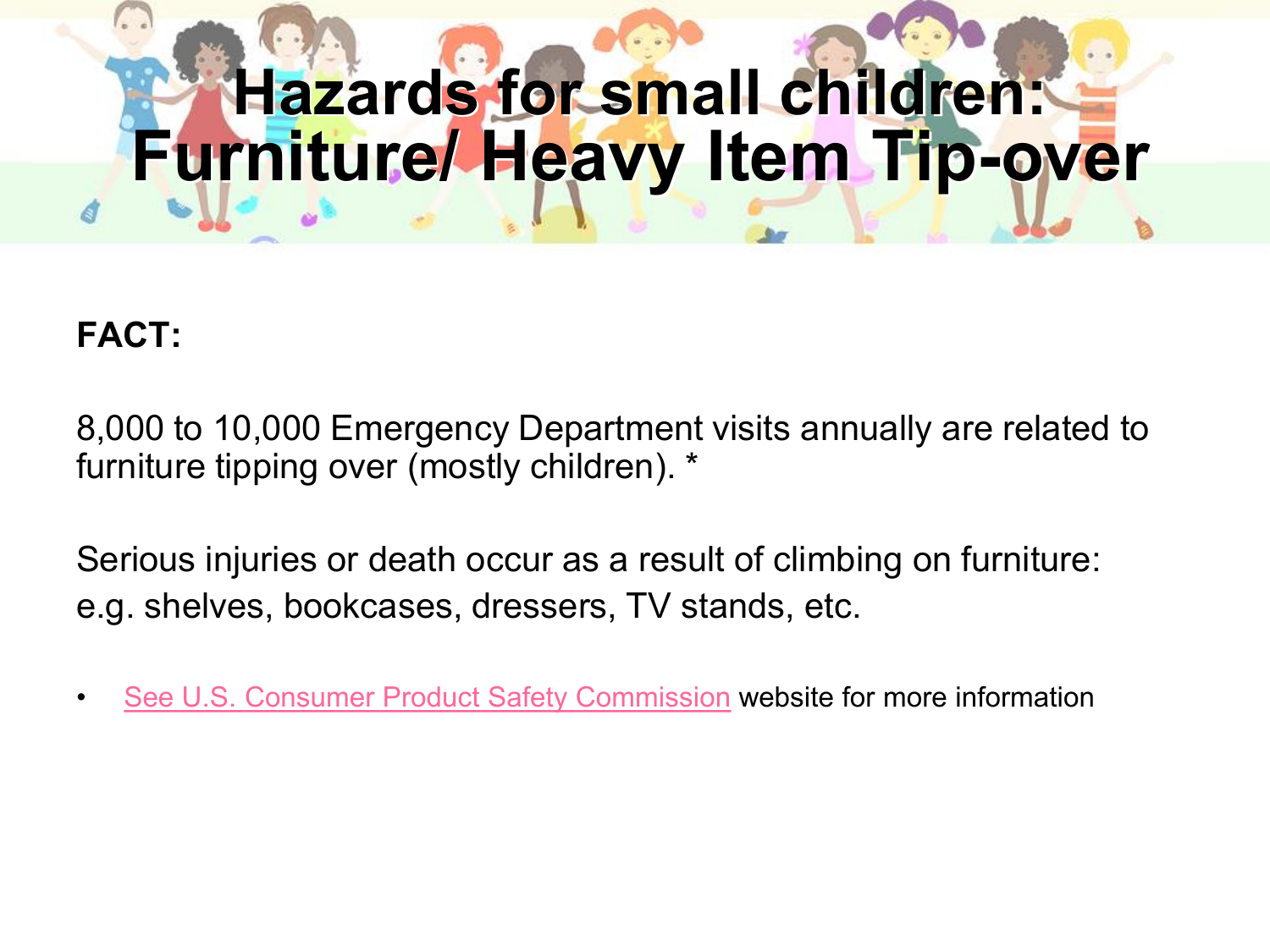# Hazards for small children: Furniture/ Heavy Item Tip-over

**FACT:**

8,000 to 10,000 Emergency Department visits annually are related to furniture tipping over (mostly children). *

Serious injuries or death occur as a result of climbing on furniture: e.g. shelves, bookcases, dressers, TV stands, etc.

- See U.S. Consumer Product Safety Commission website for more information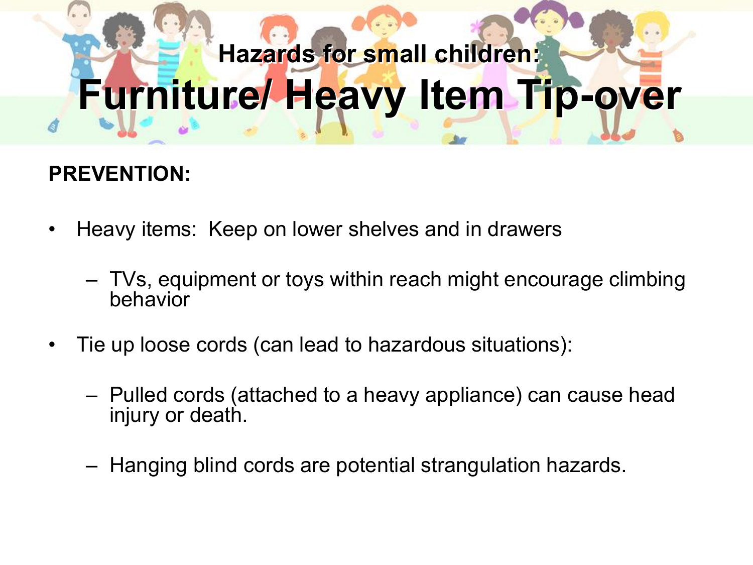## Hazards for small children:

# Furniture/ Heavy Item Tip-over

**PREVENTION:**

- Heavy items: Keep on lower shelves and in drawers
  - TVs, equipment or toys within reach might encourage climbing behavior
- Tie up loose cords (can lead to hazardous situations):
  - Pulled cords (attached to a heavy appliance) can cause head injury or death.
  - Hanging blind cords are potential strangulation hazards.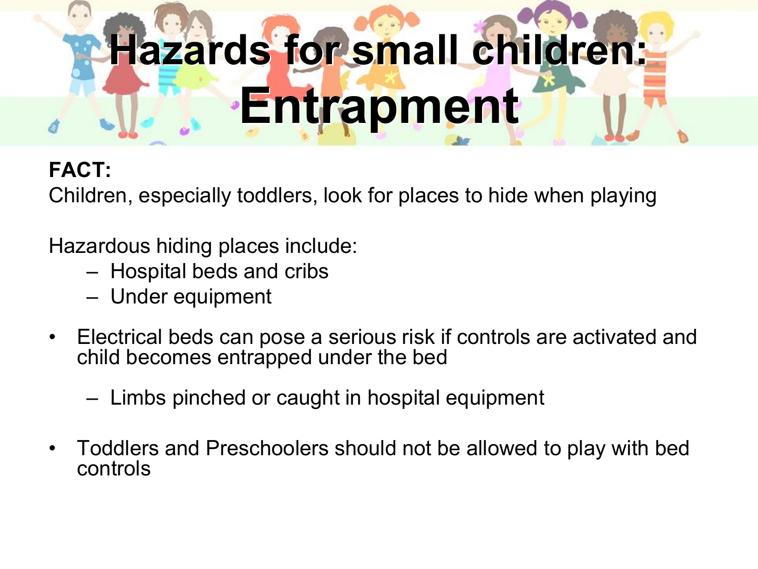# Hazards for small children: Entrapment

**FACT:**
Children, especially toddlers, look for places to hide when playing

Hazardous hiding places include:

- Hospital beds and cribs
- Under equipment

- Electrical beds can pose a serious risk if controls are activated and child becomes entrapped under the bed
  - Limbs pinched or caught in hospital equipment

- Toddlers and Preschoolers should not be allowed to play with bed controls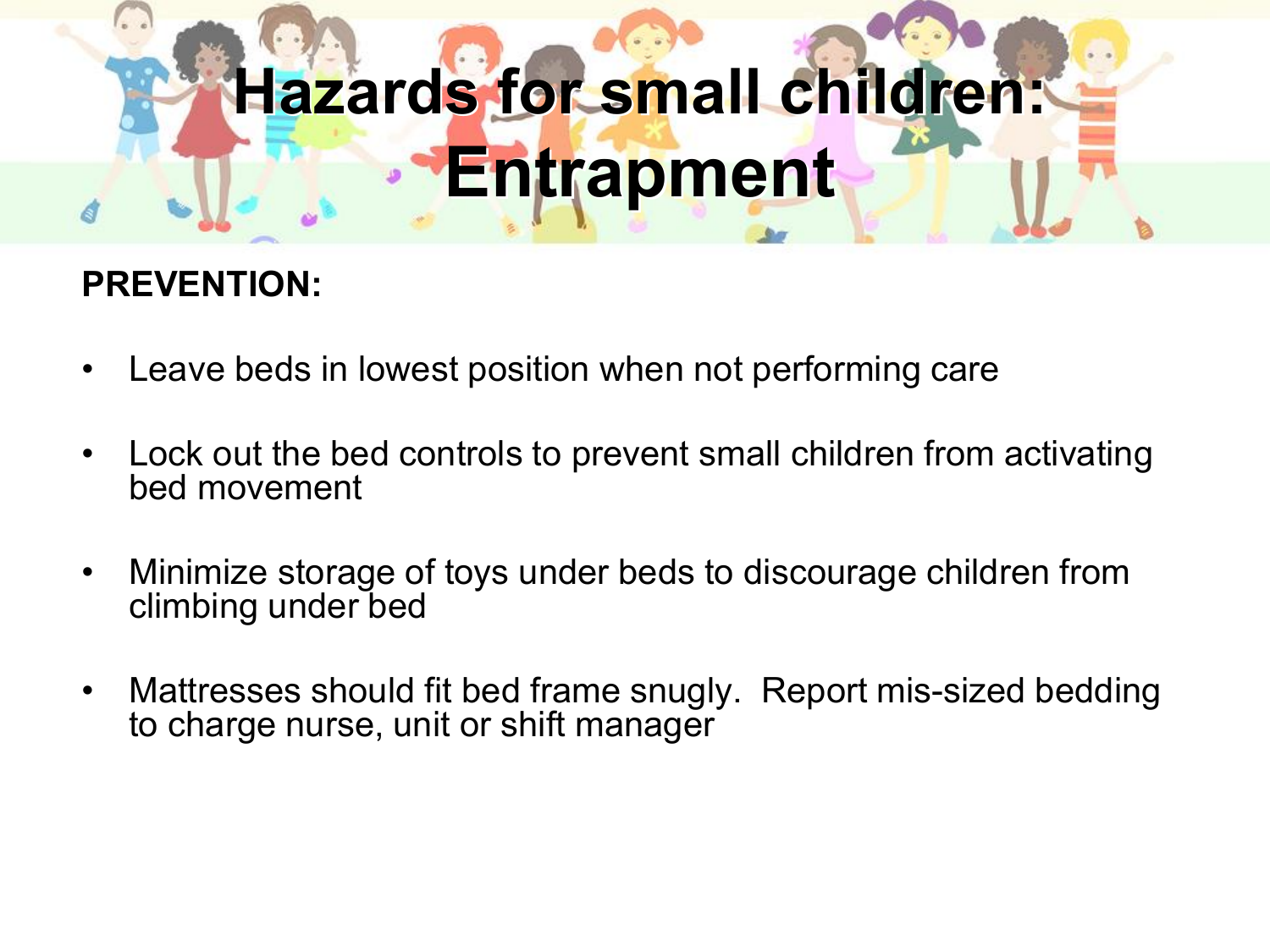# Hazards for small children: Entrapment

**PREVENTION:**

- Leave beds in lowest position when not performing care
- Lock out the bed controls to prevent small children from activating bed movement
- Minimize storage of toys under beds to discourage children from climbing under bed
- Mattresses should fit bed frame snugly. Report mis-sized bedding to charge nurse, unit or shift manager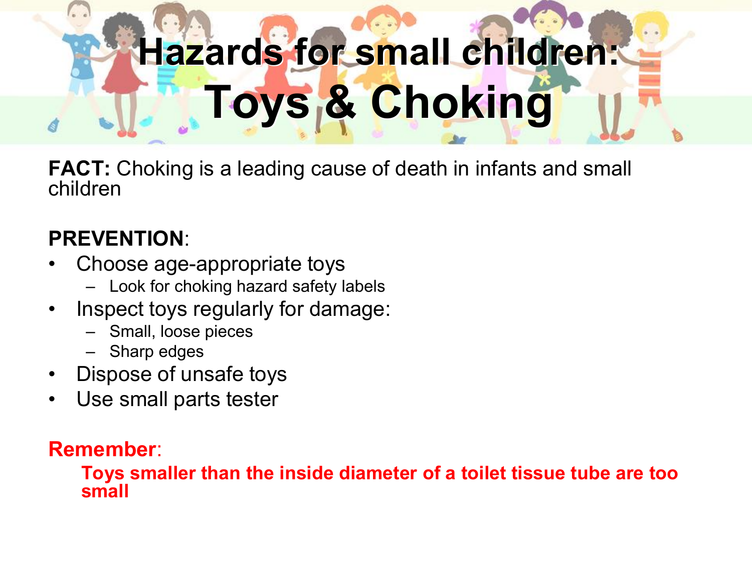# Hazards for small children: Toys & Choking

**FACT:** Choking is a leading cause of death in infants and small children

**PREVENTION**:

- Choose age-appropriate toys
  - Look for choking hazard safety labels
- Inspect toys regularly for damage:
  - Small, loose pieces
  - Sharp edges
- Dispose of unsafe toys
- Use small parts tester

**Remember**:

**Toys smaller than the inside diameter of a toilet tissue tube are too small**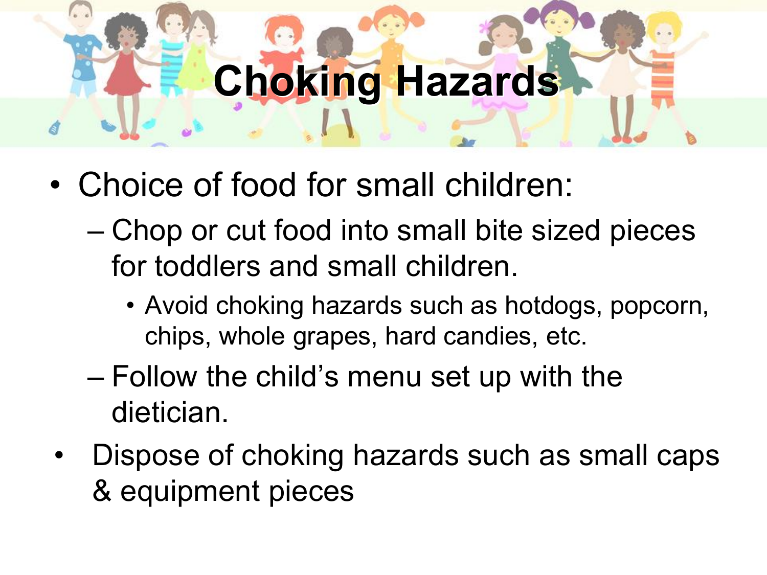# Choking Hazards

- Choice of food for small children:
  - Chop or cut food into small bite sized pieces for toddlers and small children.
    - Avoid choking hazards such as hotdogs, popcorn, chips, whole grapes, hard candies, etc.
  - Follow the child's menu set up with the dietician.
- Dispose of choking hazards such as small caps & equipment pieces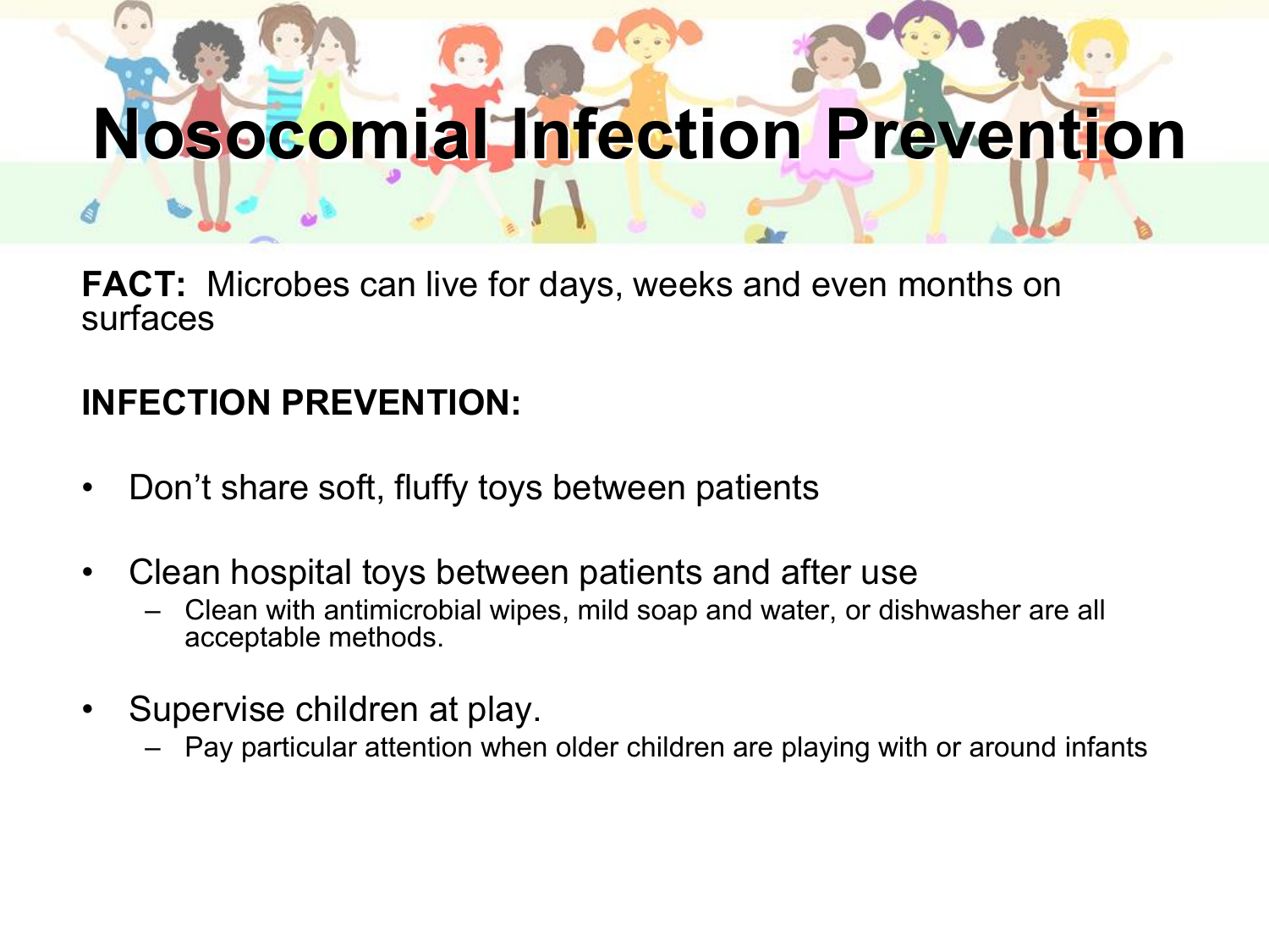# Nosocomial Infection Prevention

**FACT:** Microbes can live for days, weeks and even months on surfaces

**INFECTION PREVENTION:**

- Don’t share soft, fluffy toys between patients
- Clean hospital toys between patients and after use
  - Clean with antimicrobial wipes, mild soap and water, or dishwasher are all acceptable methods.
- Supervise children at play.
  - Pay particular attention when older children are playing with or around infants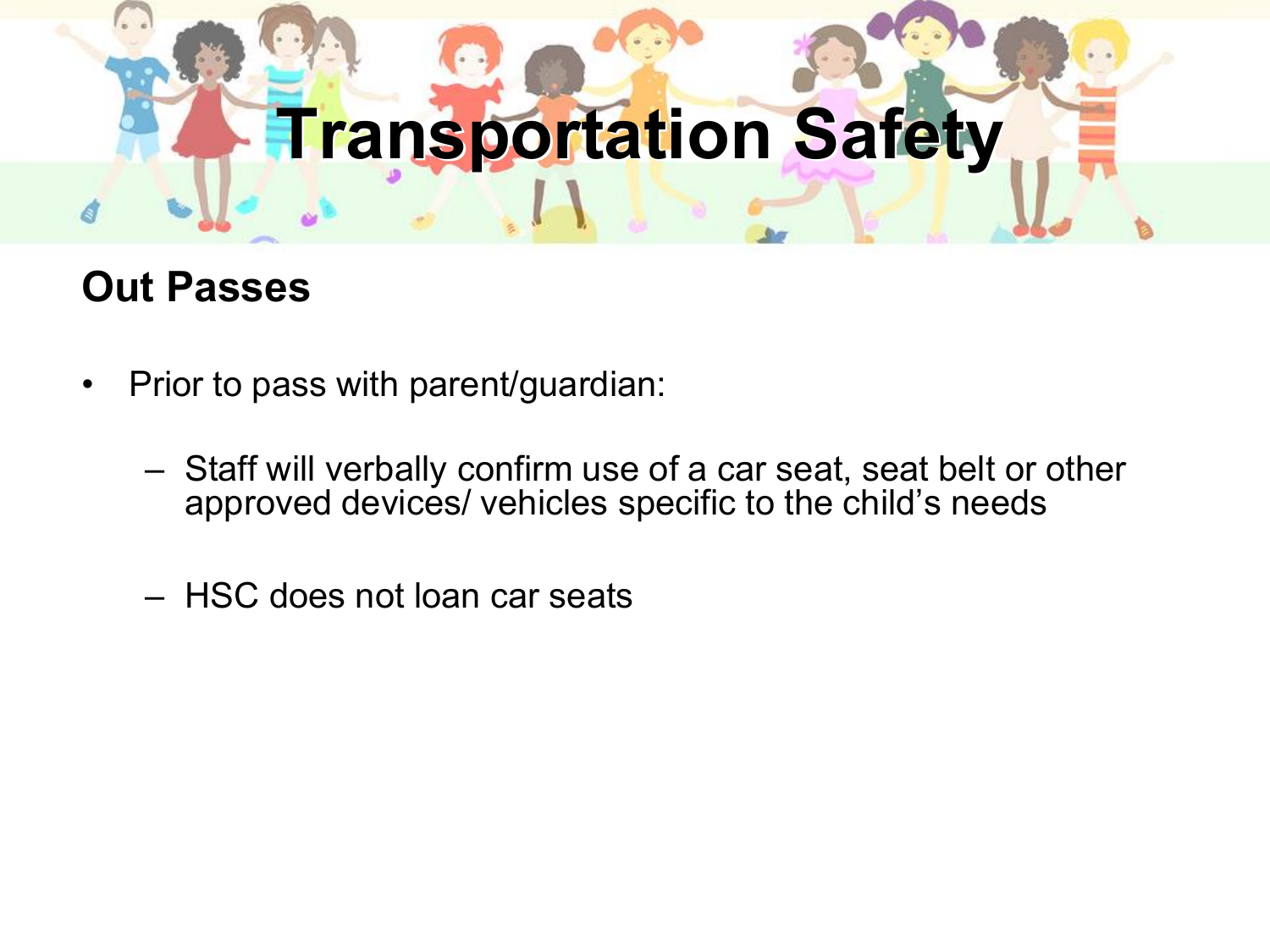# Transportation Safety

## Out Passes

- Prior to pass with parent/guardian:
  - Staff will verbally confirm use of a car seat, seat belt or other approved devices/ vehicles specific to the child's needs
  - HSC does not loan car seats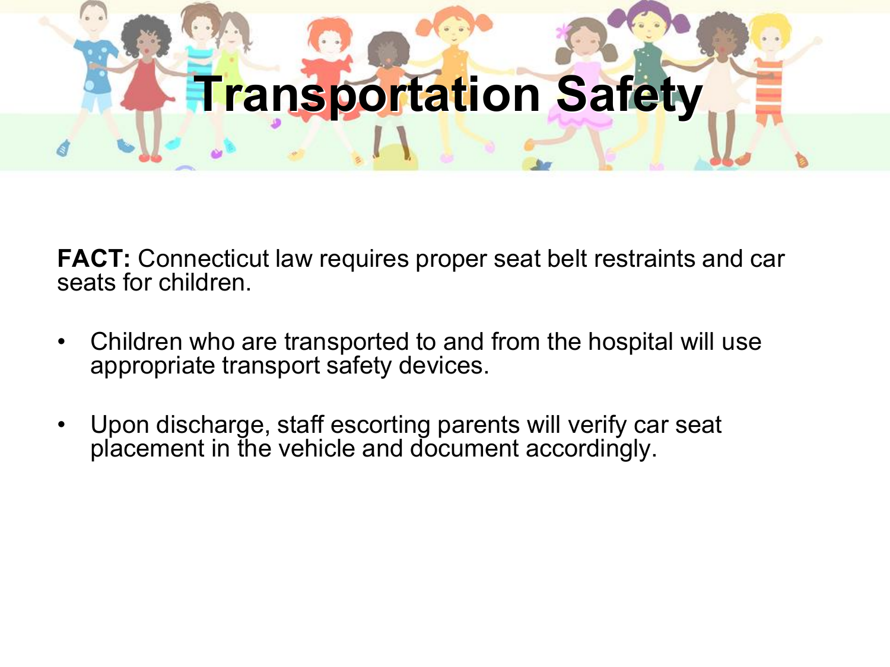# Transportation Safety

**FACT:** Connecticut law requires proper seat belt restraints and car seats for children.

- Children who are transported to and from the hospital will use appropriate transport safety devices.
- Upon discharge, staff escorting parents will verify car seat placement in the vehicle and document accordingly.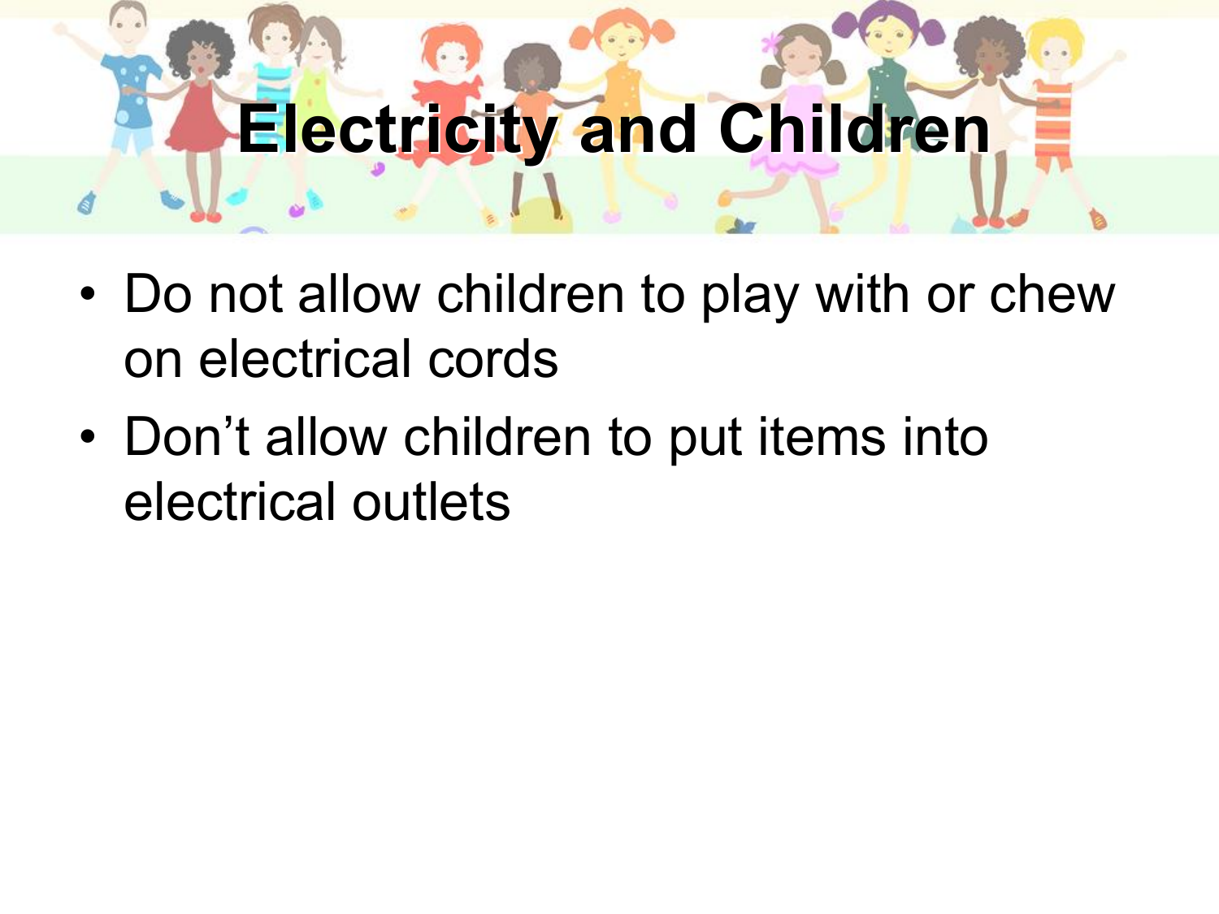# Electricity and Children

- Do not allow children to play with or chew on electrical cords
- Don’t allow children to put items into electrical outlets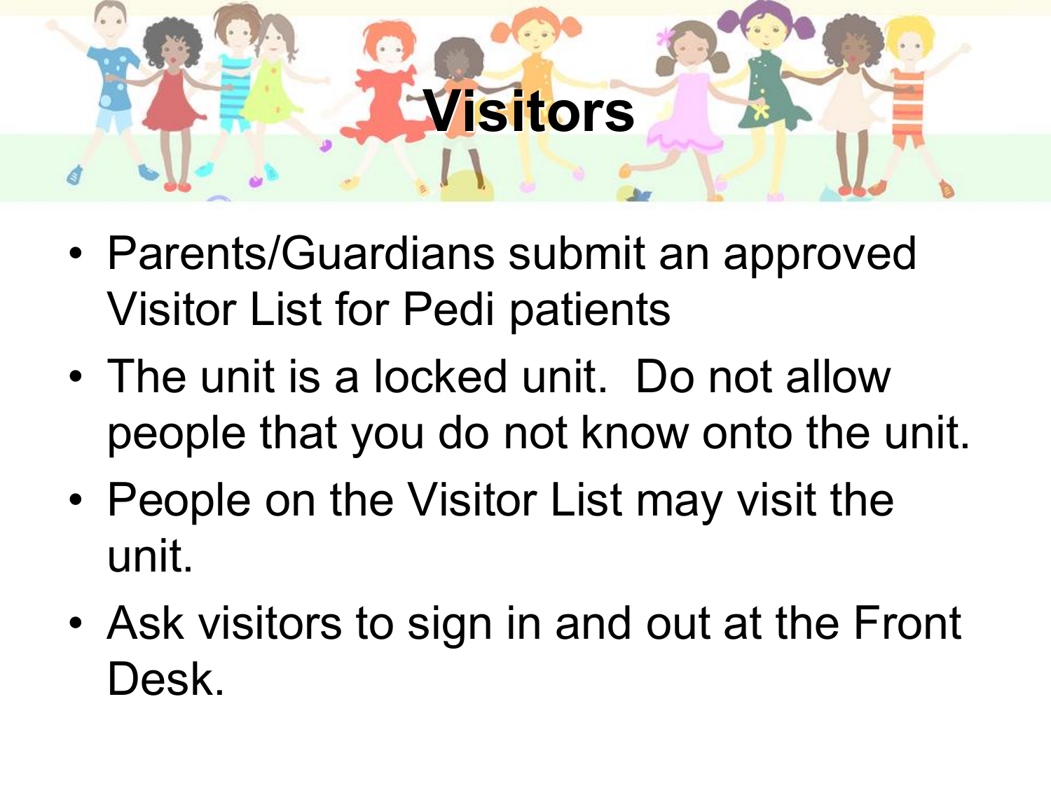# Visitors

- Parents/Guardians submit an approved Visitor List for Pedi patients
- The unit is a locked unit.  Do not allow people that you do not know onto the unit.
- People on the Visitor List may visit the unit.
- Ask visitors to sign in and out at the Front Desk.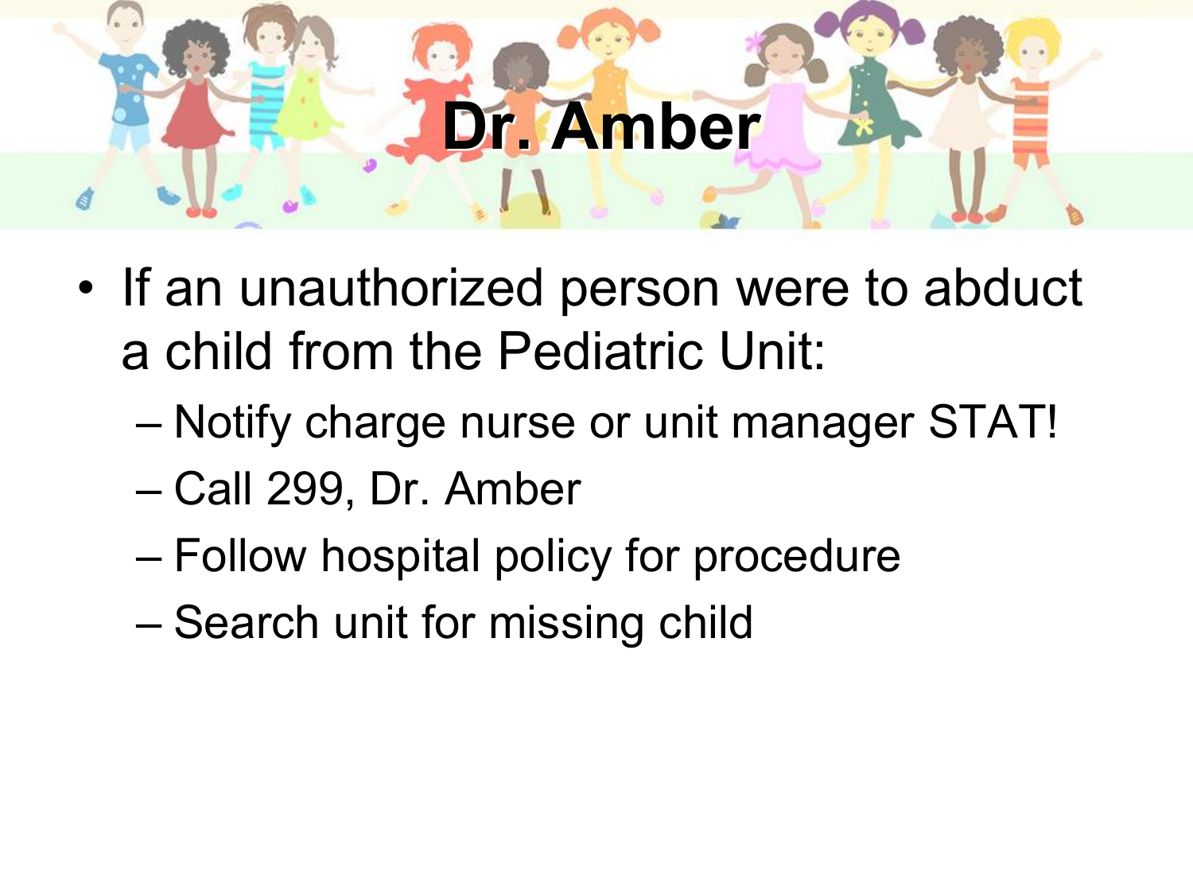# Dr. Amber

- If an unauthorized person were to abduct a child from the Pediatric Unit:
  - Notify charge nurse or unit manager STAT!
  - Call 299, Dr. Amber
  - Follow hospital policy for procedure
  - Search unit for missing child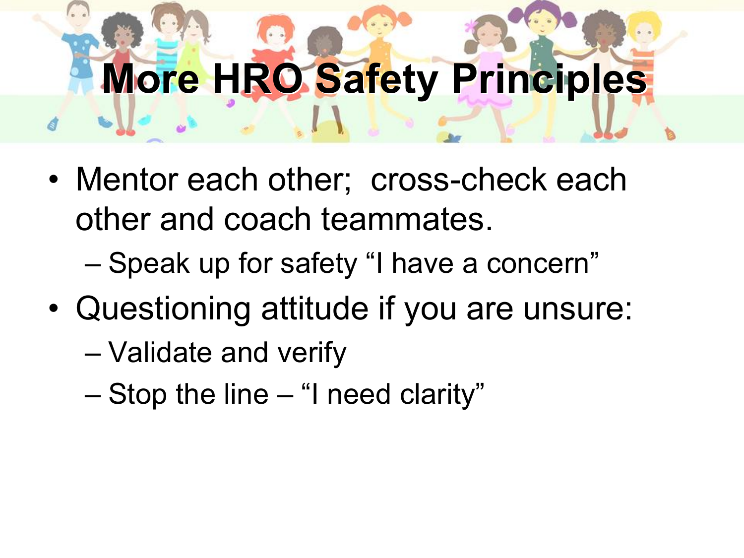# More HRO Safety Principles

- Mentor each other;  cross-check each other and coach teammates.
  - Speak up for safety "I have a concern"
- Questioning attitude if you are unsure:
  - Validate and verify
  - Stop the line – "I need clarity"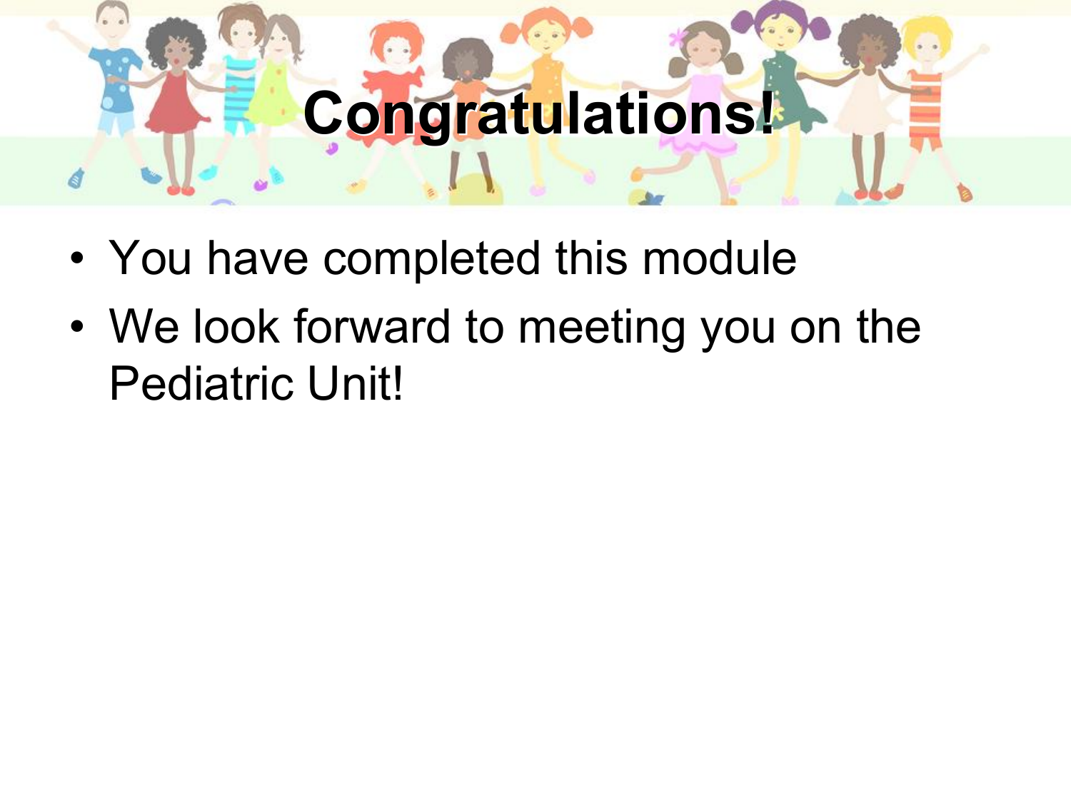# Congratulations!

- You have completed this module
- We look forward to meeting you on the Pediatric Unit!